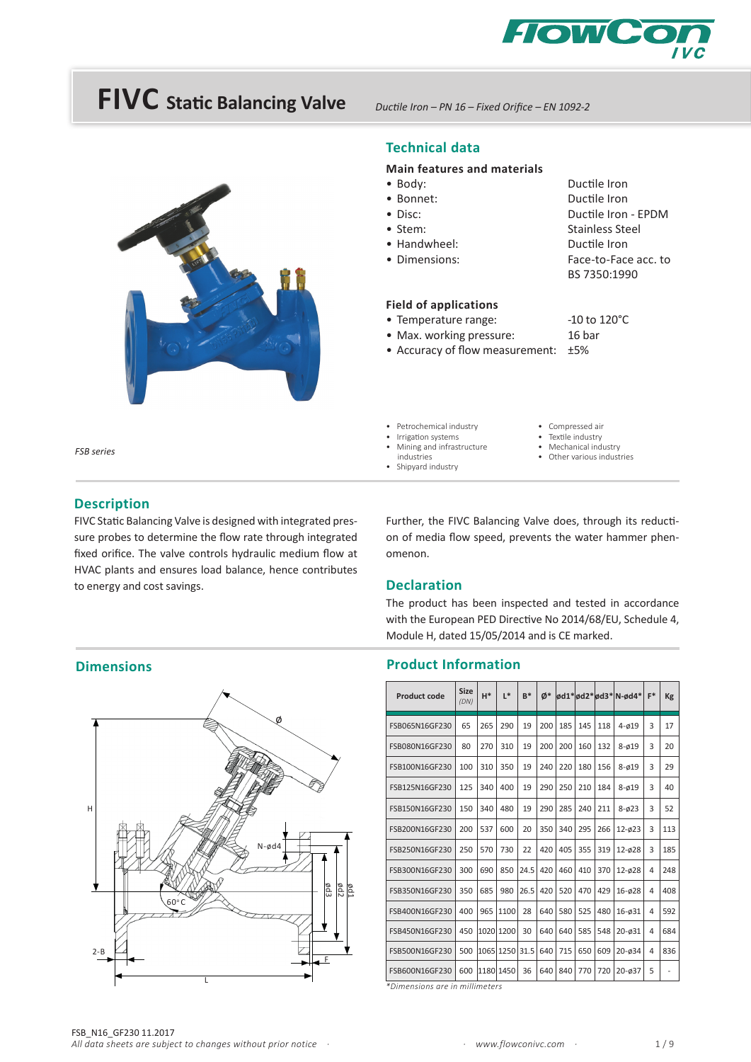# FIVC Static Balancing Valve

*Ductile Iron – PN 16 – Fixed Orifice – EN 1092-2*

*FSB series*

## Technical data

### Main features and materials

- Body: Ductile Iron
- Bonnet: Ductile Iron
- Disc: Ductile Iron - EPDM
- Stem: Stainless Steel
- Handwheel: Ductile Iron
- Dimensions: Face-to-Face acc. to BS 7350:1990

### Field of applications

- Temperature range: -10 to 120°C
- Max. working pressure: 16 bar
- Accuracy of flow measurement: ±5%

- Petrochemical industry
- Irrigation systems
- Mining and infrastructure industries
- Shipyard industry
- Compressed air
- Textile industry
- Mechanical industry
- Other various industries

## Description

FIVC Static Balancing Valve is designed with integrated pressure probes to determine the flow rate through integrated fixed orifice. The valve controls hydraulic medium flow at HVAC plants and ensures load balance, hence contributes to energy and cost savings.

Further, the FIVC Balancing Valve does, through its reduction of media flow speed, prevents the water hammer phenomenon.

## Declaration

The product has been inspected and tested in accordance with the European PED Directive No 2014/68/EU, Schedule 4, Module H, dated 15/05/2014 and is CE marked.

## Dimensions

## Product Information

| Product code | Size (DN) | H* | L* | B* | Ø* | ød1* | ød2* | ød3* | N-ød4* | F* | Kg |
|---|---|---|---|---|---|---|---|---|---|---|---|
| FSB065N16GF230 | 65 | 265 | 290 | 19 | 200 | 185 | 145 | 118 | 4-ø19 | 3 | 17 |
| FSB080N16GF230 | 80 | 270 | 310 | 19 | 200 | 200 | 160 | 132 | 8-ø19 | 3 | 20 |
| FSB100N16GF230 | 100 | 310 | 350 | 19 | 240 | 220 | 180 | 156 | 8-ø19 | 3 | 29 |
| FSB125N16GF230 | 125 | 340 | 400 | 19 | 290 | 250 | 210 | 184 | 8-ø19 | 3 | 40 |
| FSB150N16GF230 | 150 | 340 | 480 | 19 | 290 | 285 | 240 | 211 | 8-ø23 | 3 | 52 |
| FSB200N16GF230 | 200 | 537 | 600 | 20 | 350 | 340 | 295 | 266 | 12-ø23 | 3 | 113 |
| FSB250N16GF230 | 250 | 570 | 730 | 22 | 420 | 405 | 355 | 319 | 12-ø28 | 3 | 185 |
| FSB300N16GF230 | 300 | 690 | 850 | 24.5 | 420 | 460 | 410 | 370 | 12-ø28 | 4 | 248 |
| FSB350N16GF230 | 350 | 685 | 980 | 26.5 | 420 | 520 | 470 | 429 | 16-ø28 | 4 | 408 |
| FSB400N16GF230 | 400 | 965 | 1100 | 28 | 640 | 580 | 525 | 480 | 16-ø31 | 4 | 592 |
| FSB450N16GF230 | 450 | 1020 | 1200 | 30 | 640 | 640 | 585 | 548 | 20-ø31 | 4 | 684 |
| FSB500N16GF230 | 500 | 1065 | 1250 | 31.5 | 640 | 715 | 650 | 609 | 20-ø34 | 4 | 836 |
| FSB600N16GF230 | 600 | 1180 | 1450 | 36 | 640 | 840 | 770 | 720 | 20-ø37 | 5 | - |

*\*Dimensions are in millimeters*

FSB_N16_GF230 11.2017

*All data sheets are subject to changes without prior notice* · www.flowconivc.com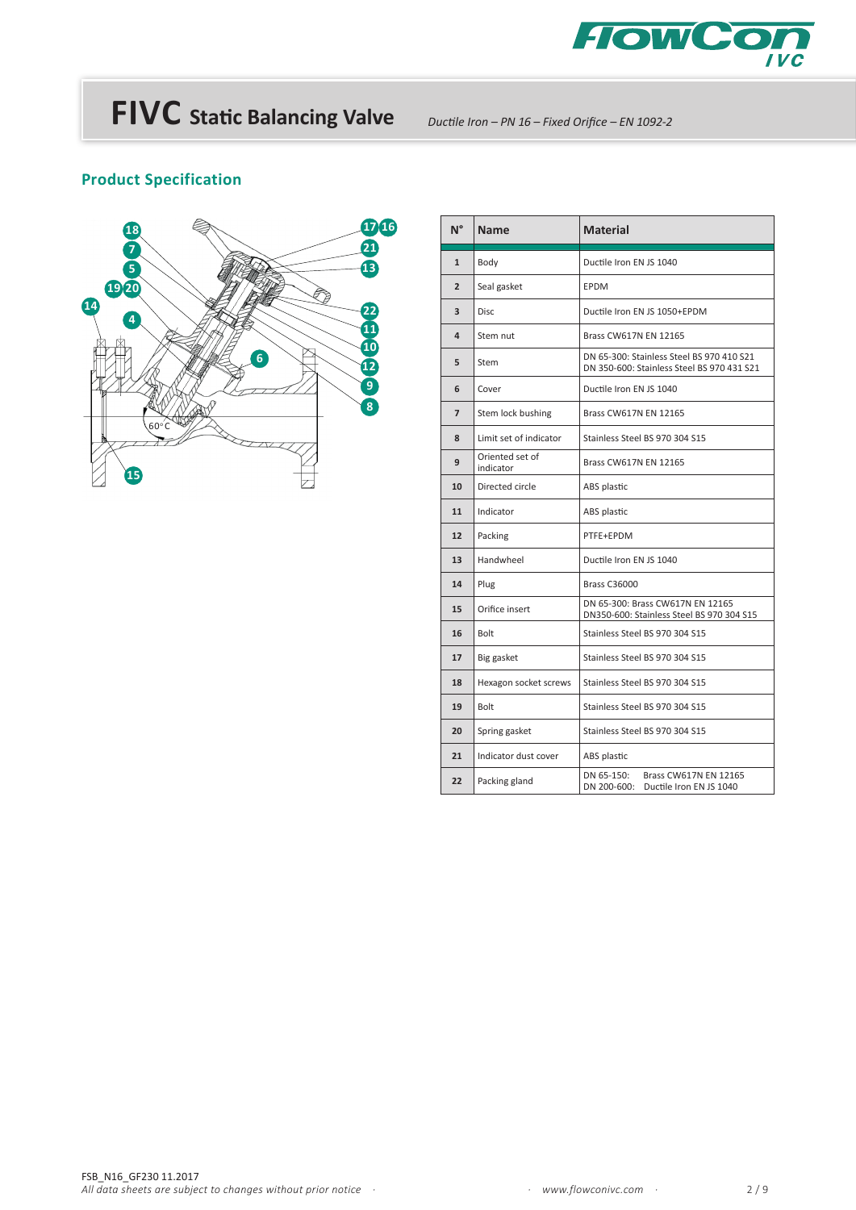# FIVC Static Balancing Valve

*Ductile Iron – PN 16 – Fixed Orifice – EN 1092-2*

## Product Specification

| N° | Name | Material |
|---|---|---|
| 1 | Body | Ductile Iron EN JS 1040 |
| 2 | Seal gasket | EPDM |
| 3 | Disc | Ductile Iron EN JS 1050+EPDM |
| 4 | Stem nut | Brass CW617N EN 12165 |
| 5 | Stem | DN 65-300: Stainless Steel BS 970 410 S21<br>DN 350-600: Stainless Steel BS 970 431 S21 |
| 6 | Cover | Ductile Iron EN JS 1040 |
| 7 | Stem lock bushing | Brass CW617N EN 12165 |
| 8 | Limit set of indicator | Stainless Steel BS 970 304 S15 |
| 9 | Oriented set of indicator | Brass CW617N EN 12165 |
| 10 | Directed circle | ABS plastic |
| 11 | Indicator | ABS plastic |
| 12 | Packing | PTFE+EPDM |
| 13 | Handwheel | Ductile Iron EN JS 1040 |
| 14 | Plug | Brass C36000 |
| 15 | Orifice insert | DN 65-300: Brass CW617N EN 12165<br>DN350-600: Stainless Steel BS 970 304 S15 |
| 16 | Bolt | Stainless Steel BS 970 304 S15 |
| 17 | Big gasket | Stainless Steel BS 970 304 S15 |
| 18 | Hexagon socket screws | Stainless Steel BS 970 304 S15 |
| 19 | Bolt | Stainless Steel BS 970 304 S15 |
| 20 | Spring gasket | Stainless Steel BS 970 304 S15 |
| 21 | Indicator dust cover | ABS plastic |
| 22 | Packing gland | DN 65-150: Brass CW617N EN 12165<br>DN 200-600: Ductile Iron EN JS 1040 |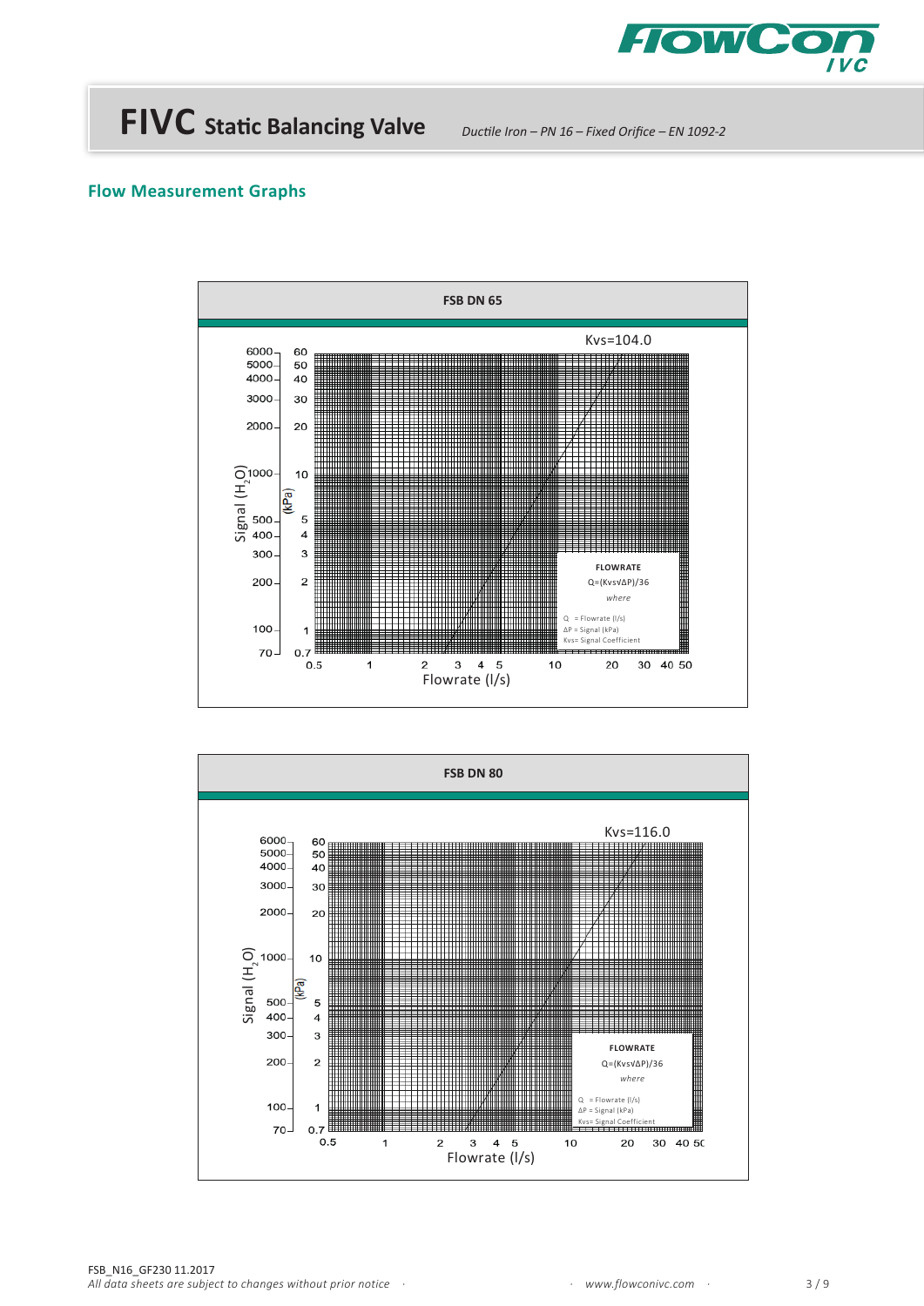# FIVC Static Balancing Valve

*Ductile Iron – PN 16 – Fixed Orifice – EN 1092-2*

## Flow Measurement Graphs

### FSB DN 65

Kvs=104.0

Signal ($H_2O$): 6000, 5000, 4000, 3000, 2000, 1000, 500, 400, 300, 200, 100, 70

(kPa): 60, 50, 40, 30, 20, 10, 5, 4, 3, 2, 1, 0.7

Flowrate (l/s): 0.5, 1, 2, 3, 4, 5, 10, 20, 30, 40, 50

**FLOWRATE**

$Q=(Kvs\sqrt{\Delta P})/36$

*where*

Q = Flowrate (l/s)
ΔP = Signal (kPa)
Kvs= Signal Coefficient

### FSB DN 80

Kvs=116.0

Signal ($H_2O$): 6000, 5000, 4000, 3000, 2000, 1000, 500, 400, 300, 200, 100, 70

(kPa): 60, 50, 40, 30, 20, 10, 5, 4, 3, 2, 1, 0.7

Flowrate (l/s): 0.5, 1, 2, 3, 4, 5, 10, 20, 30, 40, 50

**FLOWRATE**

$Q=(Kvs\sqrt{\Delta P})/36$

*where*

Q = Flowrate (l/s)
ΔP = Signal (kPa)
Kvs= Signal Coefficient

FSB_N16_GF230 11.2017
*All data sheets are subject to changes without prior notice*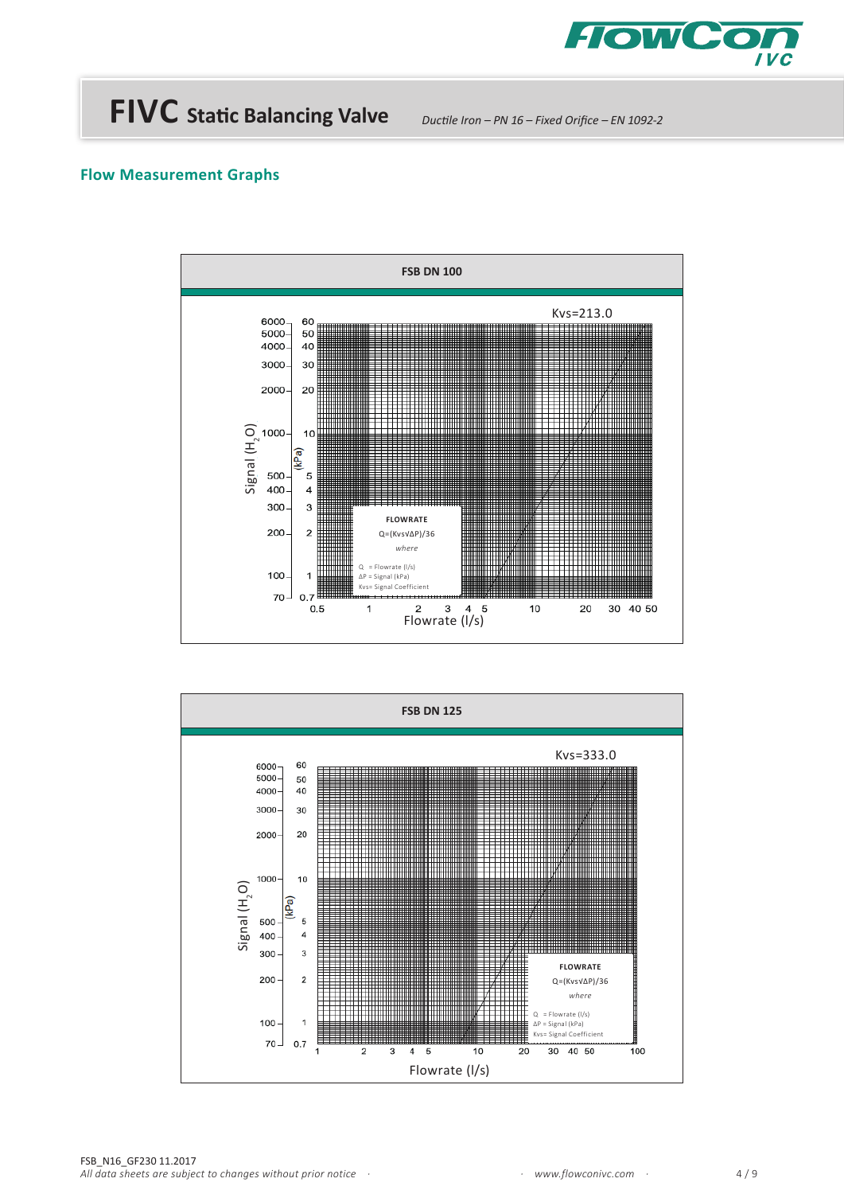# FIVC Static Balancing Valve

*Ductile Iron – PN 16 – Fixed Orifice – EN 1092-2*

## Flow Measurement Graphs

**FSB DN 100**

Kvs=213.0

Signal ($H_2O$) / (kPa)

| Signal ($H_2O$) | Signal (kPa) |
|---|---|
| 6000 | 60 |
| 5000 | 50 |
| 4000 | 40 |
| 3000 | 30 |
| 2000 | 20 |
| 1000 | 10 |
| 500 | 5 |
| 400 | 4 |
| 300 | 3 |
| 200 | 2 |
| 100 | 1 |
| 70 | 0.7 |

Flowrate (l/s): 0.5, 1, 2, 3, 4, 5, 10, 20, 30, 40, 50

**FLOWRATE**

Q=(Kvs√ΔP)/36

*where*

Q = Flowrate (l/s)
ΔP = Signal (kPa)
Kvs= Signal Coefficient

**FSB DN 125**

Kvs=333.0

Signal ($H_2O$) / (kPa)

| Signal ($H_2O$) | Signal (kPa) |
|---|---|
| 6000 | 60 |
| 5000 | 50 |
| 4000 | 40 |
| 3000 | 30 |
| 2000 | 20 |
| 1000 | 10 |
| 500 | 5 |
| 400 | 4 |
| 300 | 3 |
| 200 | 2 |
| 100 | 1 |
| 70 | 0.7 |

Flowrate (l/s): 1, 2, 3, 4, 5, 10, 20, 30, 40, 50, 100

**FLOWRATE**

Q=(Kvs√ΔP)/36

*where*

Q = Flowrate (l/s)
ΔP = Signal (kPa)
Kvs= Signal Coefficient

FSB_N16_GF230 11.2017

*All data sheets are subject to changes without prior notice · www.flowconivc.com*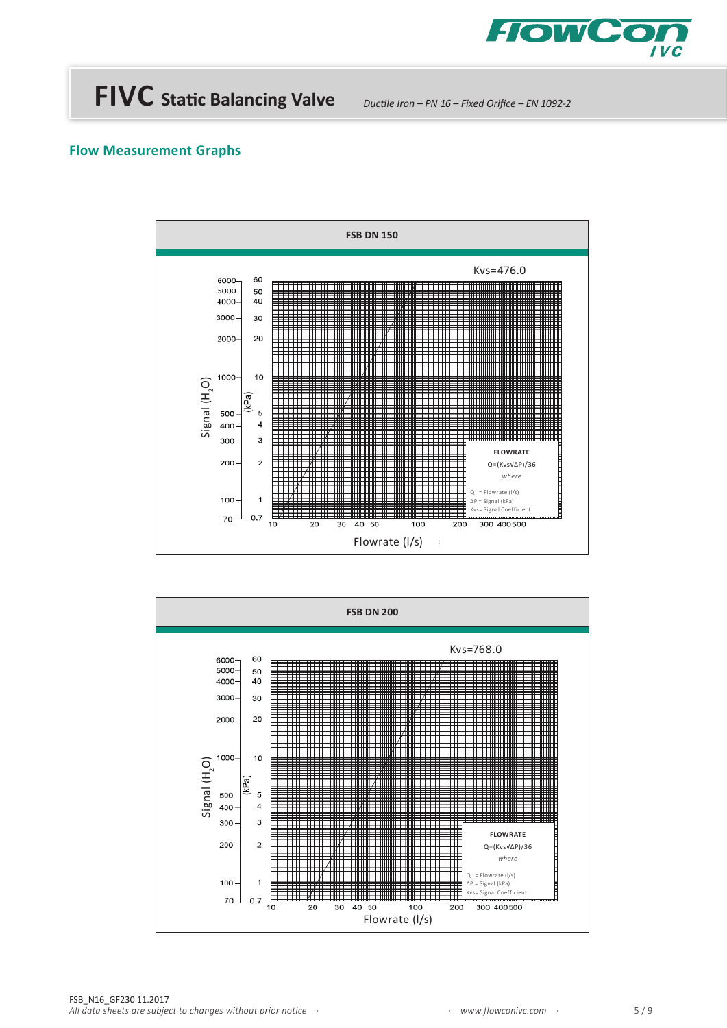# FIVC Static Balancing Valve

*Ductile Iron – PN 16 – Fixed Orifice – EN 1092-2*

## Flow Measurement Graphs

**FSB DN 150**

Kvs=476.0

Signal ($H_2O$): 6000, 5000, 4000, 3000, 2000, 1000, 500, 400, 300, 200, 100, 70

(kPa): 60, 50, 40, 30, 20, 10, 5, 4, 3, 2, 1, 0.7

Flowrate (l/s): 10, 20, 30, 40, 50, 100, 200, 300, 400, 500

**FLOWRATE**

$Q=(Kvs\sqrt{\Delta P})/36$

*where*

Q = Flowrate (l/s)
ΔP = Signal (kPa)
Kvs= Signal Coefficient

**FSB DN 200**

Kvs=768.0

Signal ($H_2O$): 6000, 5000, 4000, 3000, 2000, 1000, 500, 400, 300, 200, 100, 70

(kPa): 60, 50, 40, 30, 20, 10, 5, 4, 3, 2, 1, 0.7

Flowrate (l/s): 10, 20, 30, 40, 50, 100, 200, 300, 400, 500

**FLOWRATE**

$Q=(Kvs\sqrt{\Delta P})/36$

*where*

Q = Flowrate (l/s)
ΔP = Signal (kPa)
Kvs= Signal Coefficient

FSB_N16_GF230 11.2017
*All data sheets are subject to changes without prior notice* · *www.flowconivc.com*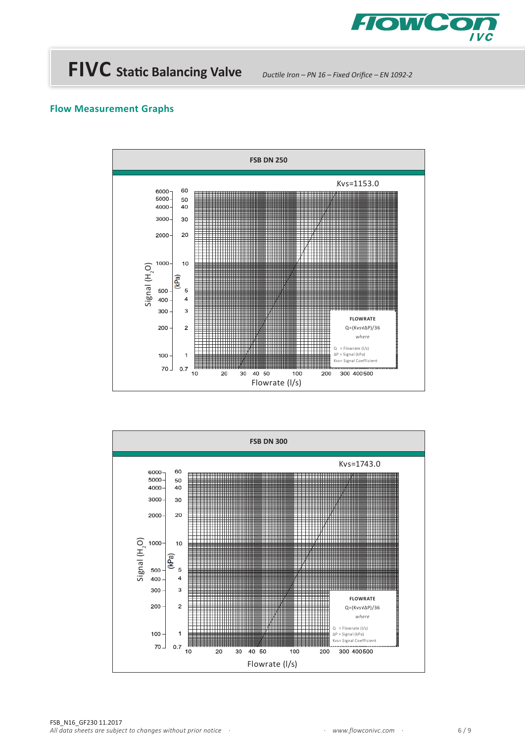# FIVC Static Balancing Valve

*Ductile Iron – PN 16 – Fixed Orifice – EN 1092-2*

## Flow Measurement Graphs

### FSB DN 250

Kvs=1153.0

Signal ($H_2O$): 70, 100, 200, 300, 400, 500, 1000, 2000, 3000, 4000, 5000, 6000

(kPa): 0.7, 1, 2, 3, 4, 5, 10, 20, 30, 40, 50, 60

Flowrate (l/s): 10, 20, 30, 40, 50, 100, 200, 300, 400, 500

**FLOWRATE**

Q=(Kvs√ΔP)/36

*where*

Q = Flowrate (l/s)
ΔP = Signal (kPa)
Kvs= Signal Coefficient

### FSB DN 300

Kvs=1743.0

Signal ($H_2O$): 70, 100, 200, 300, 400, 500, 1000, 2000, 3000, 4000, 5000, 6000

(kPa): 0.7, 1, 2, 3, 4, 5, 10, 20, 30, 40, 50, 60

Flowrate (l/s): 10, 20, 30, 40, 50, 100, 200, 300, 400, 500

**FLOWRATE**

Q=(Kvs√ΔP)/36

*where*

Q = Flowrate (l/s)
ΔP = Signal (kPa)
Kvs= Signal Coefficient

FSB_N16_GF230 11.2017

*All data sheets are subject to changes without prior notice* · · *www.flowconivc.com* ·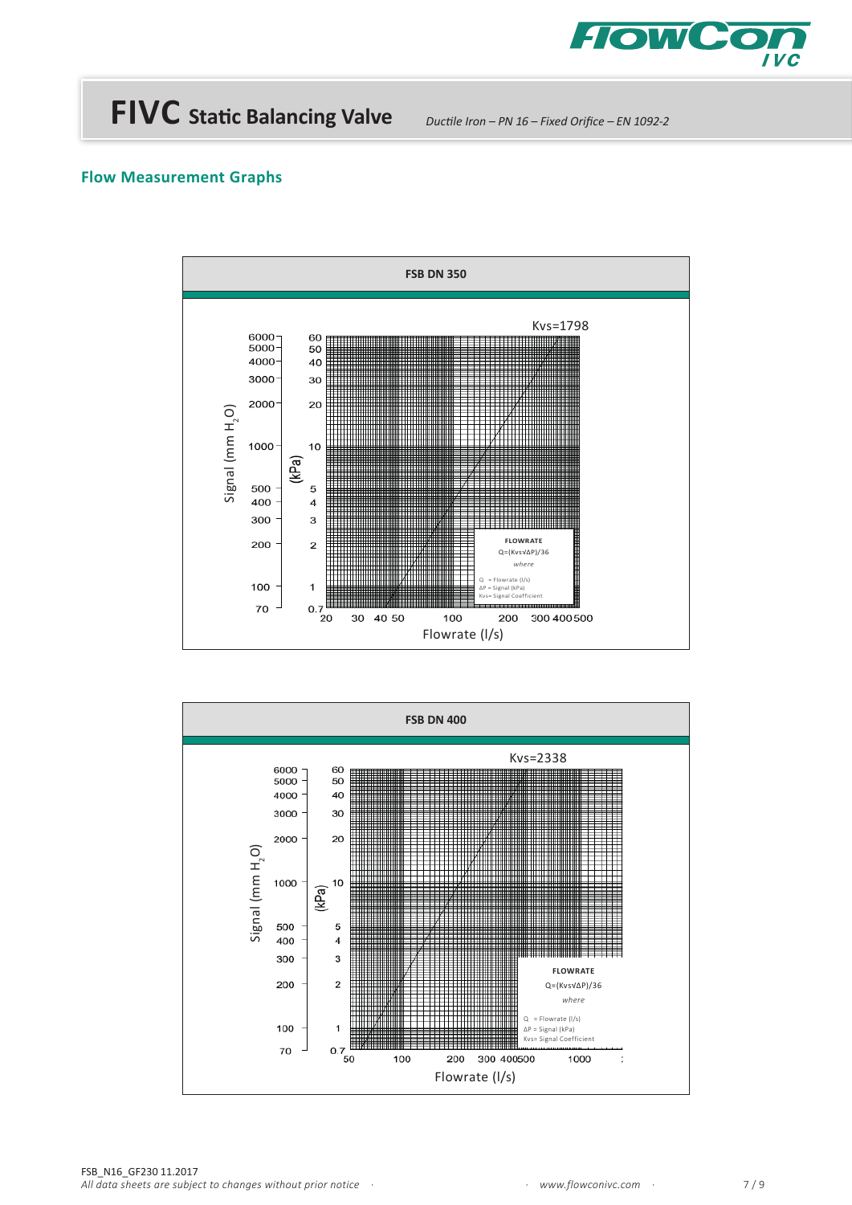# FIVC Static Balancing Valve

*Ductile Iron – PN 16 – Fixed Orifice – EN 1092-2*

## Flow Measurement Graphs

### FSB DN 350

Kvs=1798

Signal (mm $H_2O$): 6000, 5000, 4000, 3000, 2000, 1000, 500, 400, 300, 200, 100, 70

(kPa): 60, 50, 40, 30, 20, 10, 5, 4, 3, 2, 1, 0.7

Flowrate (l/s): 20, 30, 40, 50, 100, 200, 300, 400, 500

**FLOWRATE**

Q=(Kvs√ΔP)/36

*where*

Q = Flowrate (l/s)
ΔP = Signal (kPa)
Kvs= Signal Coefficient

### FSB DN 400

Kvs=2338

Signal (mm $H_2O$): 6000, 5000, 4000, 3000, 2000, 1000, 500, 400, 300, 200, 100, 70

(kPa): 60, 50, 40, 30, 20, 10, 5, 4, 3, 2, 1, 0.7

Flowrate (l/s): 50, 100, 200, 300, 400, 500, 1000

**FLOWRATE**

Q=(Kvs√ΔP)/36

*where*

Q = Flowrate (l/s)
ΔP = Signal (kPa)
Kvs= Signal Coefficient

FSB_N16_GF230 11.2017
*All data sheets are subject to changes without prior notice*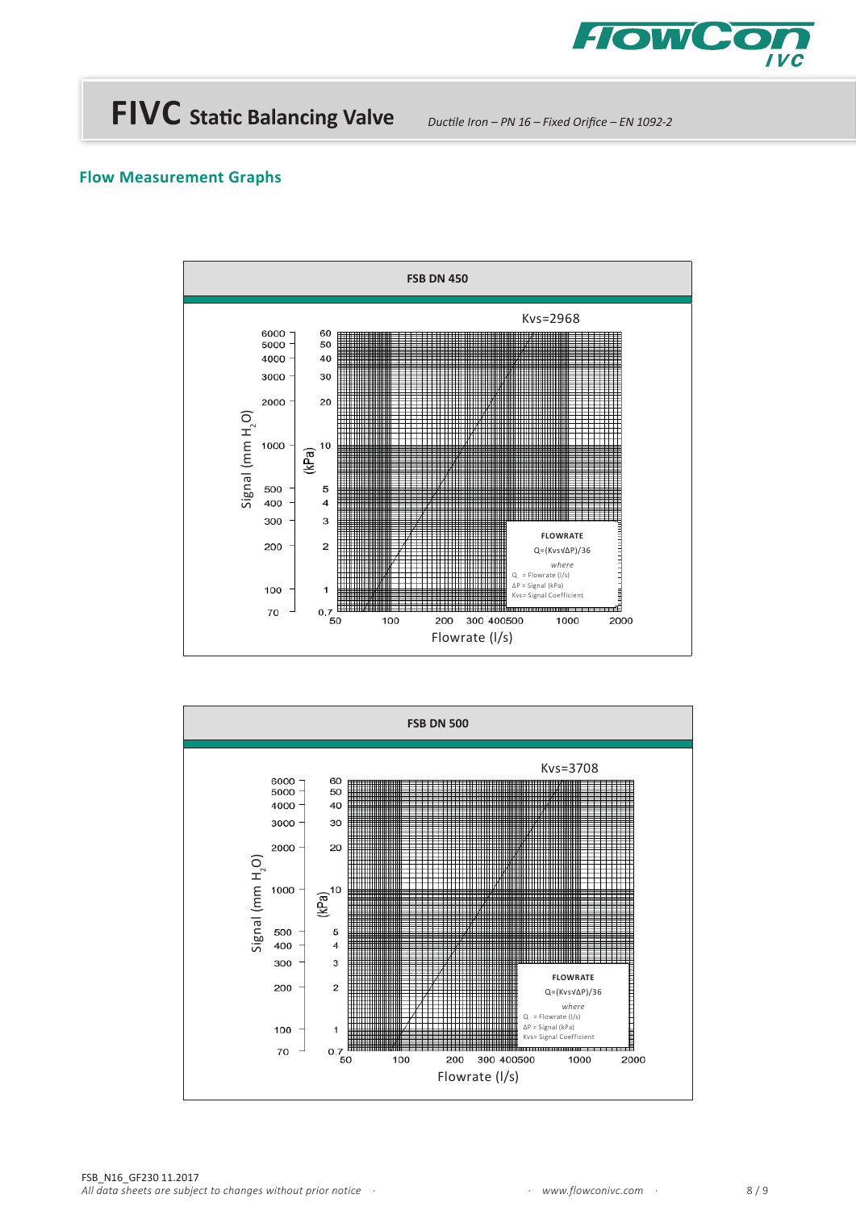# FIVC Static Balancing Valve

*Ductile Iron – PN 16 – Fixed Orifice – EN 1092-2*

## Flow Measurement Graphs

**FSB DN 450**

Kvs=2968

Signal (mm $H_2O$): 6000, 5000, 4000, 3000, 2000, 1000, 500, 400, 300, 200, 100, 70

(kPa): 60, 50, 40, 30, 20, 10, 5, 4, 3, 2, 1, 0.7

Flowrate (l/s): 50, 100, 200, 300, 400, 500, 1000, 2000

**FLOWRATE**

Q=(Kvs√ΔP)/36

*where*

Q = Flowrate (l/s)
ΔP = Signal (kPa)
Kvs= Signal Coefficient

**FSB DN 500**

Kvs=3708

Signal (mm $H_2O$): 6000, 5000, 4000, 3000, 2000, 1000, 500, 400, 300, 200, 100, 70

(kPa): 60, 50, 40, 30, 20, 10, 5, 4, 3, 2, 1, 0.7

Flowrate (l/s): 50, 100, 200, 300, 400, 500, 1000, 2000

**FLOWRATE**

Q=(Kvs√ΔP)/36

*where*

Q = Flowrate (l/s)
ΔP = Signal (kPa)
Kvs= Signal Coefficient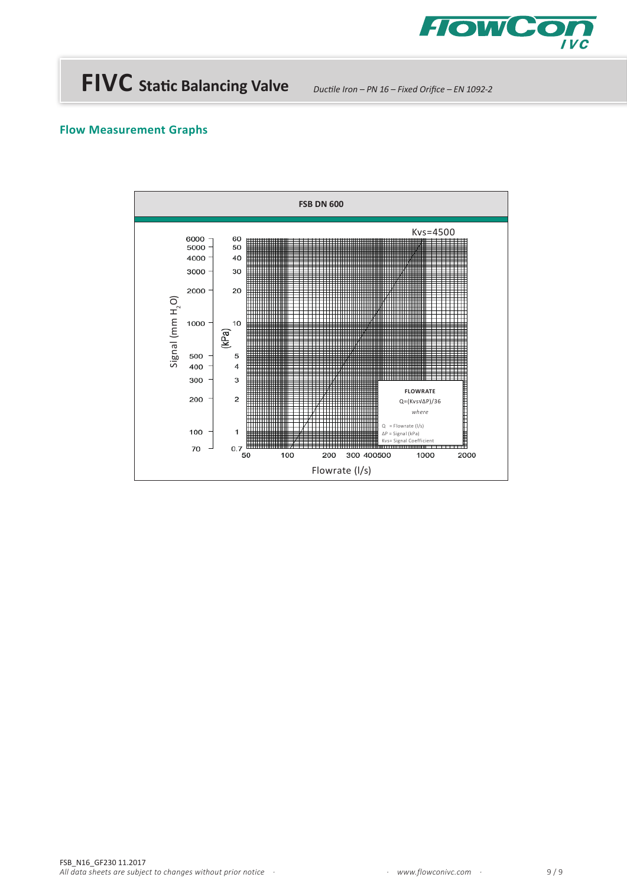# FIVC Static Balancing Valve

*Ductile Iron – PN 16 – Fixed Orifice – EN 1092-2*

## Flow Measurement Graphs

**FSB DN 600**

Kvs=4500

Signal (mm $H_2O$)

6000
5000
4000
3000
2000
1000
500
400
300
200
100
70

(kPa)

60
50
40
30
20
10
5
4
3
2
1
0.7

50 100 200 300 400500 1000 2000

Flowrate (l/s)

**FLOWRATE**

$Q=(Kvs\sqrt{\Delta P})/36$

*where*

Q = Flowrate (l/s)
ΔP = Signal (kPa)
Kvs= Signal Coefficient

FSB_N16_GF230 11.2017
*All data sheets are subject to changes without prior notice*
*www.flowconivc.com*